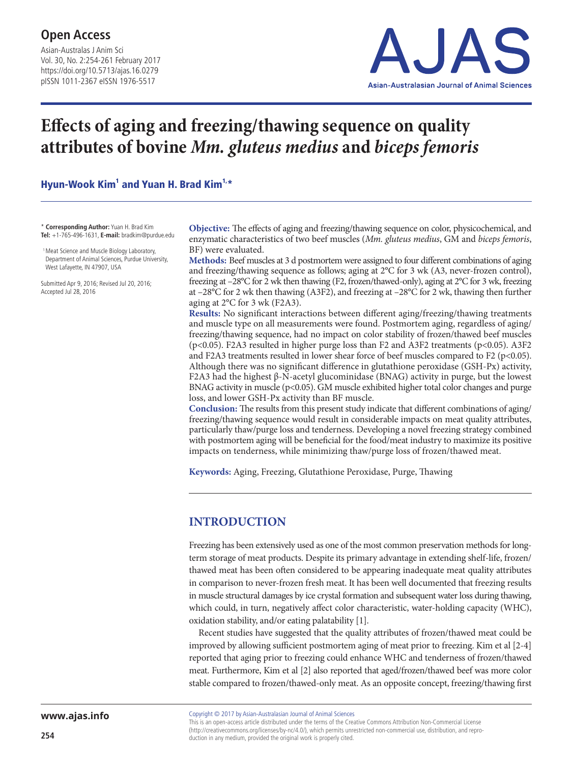# Effects of aging and freezing/thawing sequence on quality attributes of bovine *Mm. gluteus medius* and *biceps femoris*

**Hyun-Wook Kim[1] and Yuan H. Brad Kim[1,*]**

\* **Corresponding Author:** Yuan H. Brad Kim
**Tel:** +1-765-496-1631, **E-mail:** bradkim@purdue.edu

[1] Meat Science and Muscle Biology Laboratory, Department of Animal Sciences, Purdue University, West Lafayette, IN 47907, USA

Submitted Apr 9, 2016; Revised Jul 20, 2016; Accepted Jul 28, 2016

**Objective:** The effects of aging and freezing/thawing sequence on color, physicochemical, and enzymatic characteristics of two beef muscles (*Mm. gluteus medius*, GM and *biceps femoris*, BF) were evaluated.

**Methods:** Beef muscles at 3 d postmortem were assigned to four different combinations of aging and freezing/thawing sequence as follows; aging at 2°C for 3 wk (A3, never-frozen control), freezing at −28°C for 2 wk then thawing (F2, frozen/thawed-only), aging at 2°C for 3 wk, freezing at −28°C for 2 wk then thawing (A3F2), and freezing at −28°C for 2 wk, thawing then further aging at 2°C for 3 wk (F2A3).

**Results:** No significant interactions between different aging/freezing/thawing treatments and muscle type on all measurements were found. Postmortem aging, regardless of aging/freezing/thawing sequence, had no impact on color stability of frozen/thawed beef muscles ($p<0.05$). F2A3 resulted in higher purge loss than F2 and A3F2 treatments ($p<0.05$). A3F2 and F2A3 treatments resulted in lower shear force of beef muscles compared to F2 ($p<0.05$). Although there was no significant difference in glutathione peroxidase (GSH-Px) activity, F2A3 had the highest β-N-acetyl glucominidase (BNAG) activity in purge, but the lowest BNAG activity in muscle ($p<0.05$). GM muscle exhibited higher total color changes and purge loss, and lower GSH-Px activity than BF muscle.

**Conclusion:** The results from this present study indicate that different combinations of aging/freezing/thawing sequence would result in considerable impacts on meat quality attributes, particularly thaw/purge loss and tenderness. Developing a novel freezing strategy combined with postmortem aging will be beneficial for the food/meat industry to maximize its positive impacts on tenderness, while minimizing thaw/purge loss of frozen/thawed meat.

**Keywords:** Aging, Freezing, Glutathione Peroxidase, Purge, Thawing

## INTRODUCTION

Freezing has been extensively used as one of the most common preservation methods for long-term storage of meat products. Despite its primary advantage in extending shelf-life, frozen/thawed meat has been often considered to be appearing inadequate meat quality attributes in comparison to never-frozen fresh meat. It has been well documented that freezing results in muscle structural damages by ice crystal formation and subsequent water loss during thawing, which could, in turn, negatively affect color characteristic, water-holding capacity (WHC), oxidation stability, and/or eating palatability [1].

Recent studies have suggested that the quality attributes of frozen/thawed meat could be improved by allowing sufficient postmortem aging of meat prior to freezing. Kim et al [2-4] reported that aging prior to freezing could enhance WHC and tenderness of frozen/thawed meat. Furthermore, Kim et al [2] also reported that aged/frozen/thawed beef was more color stable compared to frozen/thawed-only meat. As an opposite concept, freezing/thawing first

Copyright © 2017 by Asian-Australasian Journal of Animal Sciences
This is an open-access article distributed under the terms of the Creative Commons Attribution Non-Commercial License (http://creativecommons.org/licenses/by-nc/4.0/), which permits unrestricted non-commercial use, distribution, and reproduction in any medium, provided the original work is properly cited.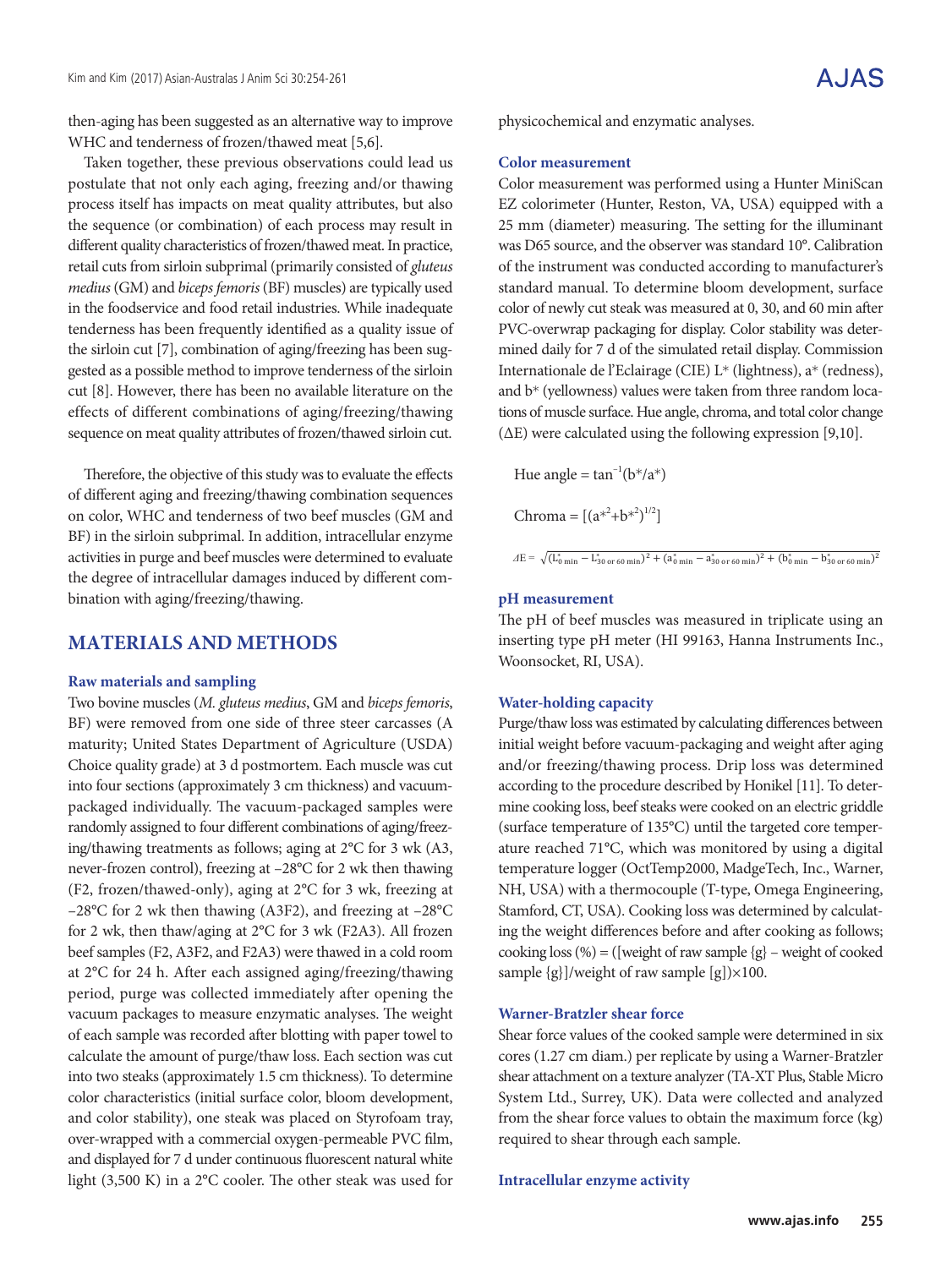then-aging has been suggested as an alternative way to improve WHC and tenderness of frozen/thawed meat [5,6].

Taken together, these previous observations could lead us postulate that not only each aging, freezing and/or thawing process itself has impacts on meat quality attributes, but also the sequence (or combination) of each process may result in different quality characteristics of frozen/thawed meat. In practice, retail cuts from sirloin subprimal (primarily consisted of *gluteus medius* (GM) and *biceps femoris* (BF) muscles) are typically used in the foodservice and food retail industries. While inadequate tenderness has been frequently identified as a quality issue of the sirloin cut [7], combination of aging/freezing has been suggested as a possible method to improve tenderness of the sirloin cut [8]. However, there has been no available literature on the effects of different combinations of aging/freezing/thawing sequence on meat quality attributes of frozen/thawed sirloin cut.

Therefore, the objective of this study was to evaluate the effects of different aging and freezing/thawing combination sequences on color, WHC and tenderness of two beef muscles (GM and BF) in the sirloin subprimal. In addition, intracellular enzyme activities in purge and beef muscles were determined to evaluate the degree of intracellular damages induced by different combination with aging/freezing/thawing.

## MATERIALS AND METHODS

### Raw materials and sampling

Two bovine muscles (*M. gluteus medius*, GM and *biceps femoris*, BF) were removed from one side of three steer carcasses (A maturity; United States Department of Agriculture (USDA) Choice quality grade) at 3 d postmortem. Each muscle was cut into four sections (approximately 3 cm thickness) and vacuum-packaged individually. The vacuum-packaged samples were randomly assigned to four different combinations of aging/freezing/thawing treatments as follows; aging at 2°C for 3 wk (A3, never-frozen control), freezing at –28°C for 2 wk then thawing (F2, frozen/thawed-only), aging at 2°C for 3 wk, freezing at –28°C for 2 wk then thawing (A3F2), and freezing at –28°C for 2 wk, then thaw/aging at 2°C for 3 wk (F2A3). All frozen beef samples (F2, A3F2, and F2A3) were thawed in a cold room at 2°C for 24 h. After each assigned aging/freezing/thawing period, purge was collected immediately after opening the vacuum packages to measure enzymatic analyses. The weight of each sample was recorded after blotting with paper towel to calculate the amount of purge/thaw loss. Each section was cut into two steaks (approximately 1.5 cm thickness). To determine color characteristics (initial surface color, bloom development, and color stability), one steak was placed on Styrofoam tray, over-wrapped with a commercial oxygen-permeable PVC film, and displayed for 7 d under continuous fluorescent natural white light (3,500 K) in a 2°C cooler. The other steak was used for physicochemical and enzymatic analyses.

### Color measurement

Color measurement was performed using a Hunter MiniScan EZ colorimeter (Hunter, Reston, VA, USA) equipped with a 25 mm (diameter) measuring. The setting for the illuminant was D65 source, and the observer was standard 10°. Calibration of the instrument was conducted according to manufacturer's standard manual. To determine bloom development, surface color of newly cut steak was measured at 0, 30, and 60 min after PVC-overwrap packaging for display. Color stability was determined daily for 7 d of the simulated retail display. Commission Internationale de l'Eclairage (CIE) L* (lightness), a* (redness), and b* (yellowness) values were taken from three random locations of muscle surface. Hue angle, chroma, and total color change (ΔE) were calculated using the following expression [9,10].

$$\text{Hue angle} = \tan^{-1}(b^*/a^*)$$

$$\text{Chroma} = [(a^{*2}+b^{*2})^{1/2}]$$

$$\Delta E = \sqrt{(L^*_{0\,\text{min}} - L^*_{30\text{ or }60\,\text{min}})^2 + (a^*_{0\,\text{min}} - a^*_{30\text{ or }60\,\text{min}})^2 + (b^*_{0\,\text{min}} - b^*_{30\text{ or }60\,\text{min}})^2}$$

### pH measurement

The pH of beef muscles was measured in triplicate using an inserting type pH meter (HI 99163, Hanna Instruments Inc., Woonsocket, RI, USA).

### Water-holding capacity

Purge/thaw loss was estimated by calculating differences between initial weight before vacuum-packaging and weight after aging and/or freezing/thawing process. Drip loss was determined according to the procedure described by Honikel [11]. To determine cooking loss, beef steaks were cooked on an electric griddle (surface temperature of 135°C) until the targeted core temperature reached 71°C, which was monitored by using a digital temperature logger (OctTemp2000, MadgeTech, Inc., Warner, NH, USA) with a thermocouple (T-type, Omega Engineering, Stamford, CT, USA). Cooking loss was determined by calculating the weight differences before and after cooking as follows; cooking loss (%) = ([weight of raw sample {g} – weight of cooked sample {g}]/weight of raw sample [g])×100.

### Warner-Bratzler shear force

Shear force values of the cooked sample were determined in six cores (1.27 cm diam.) per replicate by using a Warner-Bratzler shear attachment on a texture analyzer (TA-XT Plus, Stable Micro System Ltd., Surrey, UK). Data were collected and analyzed from the shear force values to obtain the maximum force (kg) required to shear through each sample.

### Intracellular enzyme activity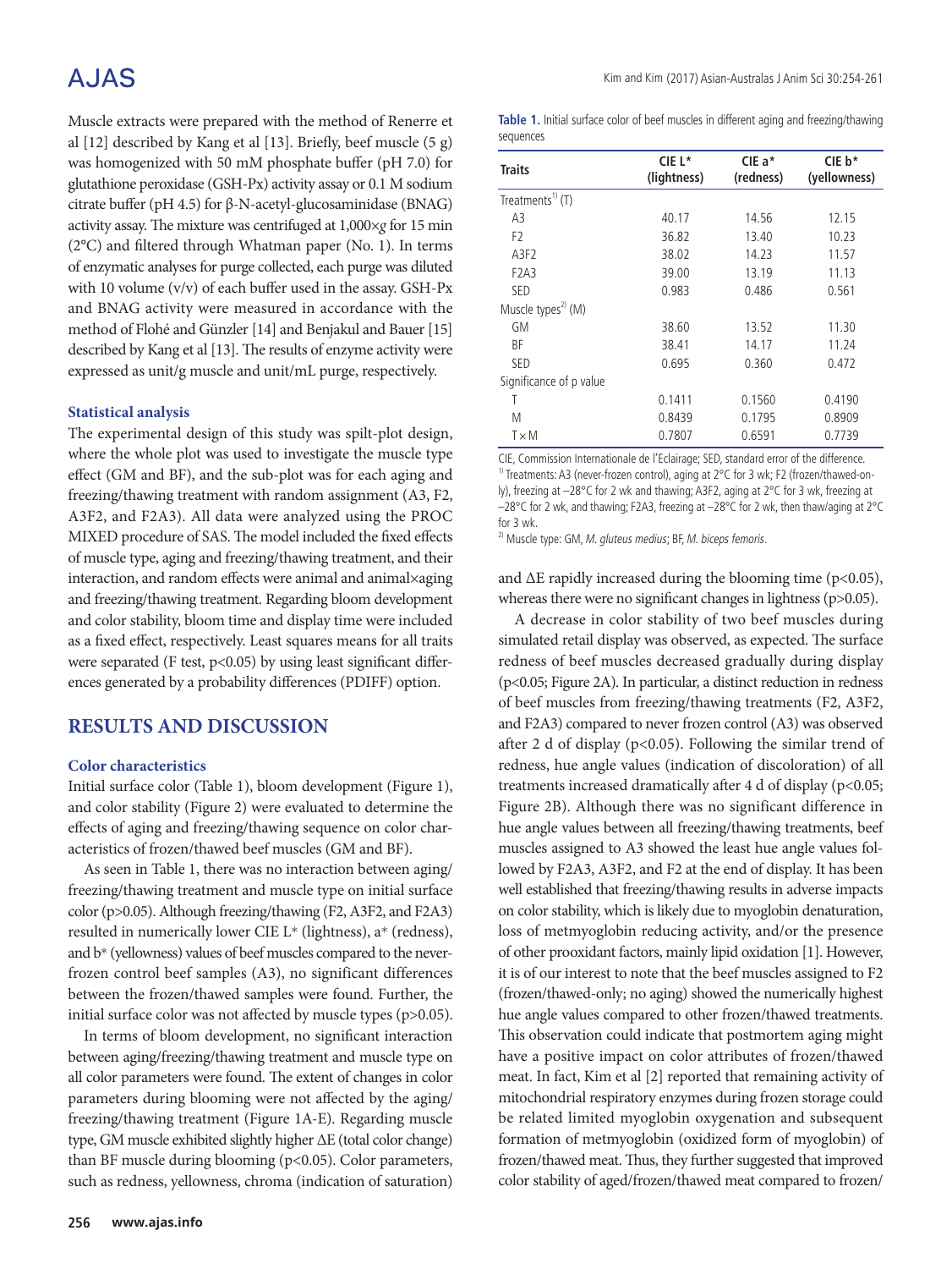Muscle extracts were prepared with the method of Renerre et al [12] described by Kang et al [13]. Briefly, beef muscle (5 g) was homogenized with 50 mM phosphate buffer (pH 7.0) for glutathione peroxidase (GSH-Px) activity assay or 0.1 M sodium citrate buffer (pH 4.5) for β-N-acetyl-glucosaminidase (BNAG) activity assay. The mixture was centrifuged at 1,000×*g* for 15 min (2°C) and filtered through Whatman paper (No. 1). In terms of enzymatic analyses for purge collected, each purge was diluted with 10 volume (v/v) of each buffer used in the assay. GSH-Px and BNAG activity were measured in accordance with the method of Flohé and Günzler [14] and Benjakul and Bauer [15] described by Kang et al [13]. The results of enzyme activity were expressed as unit/g muscle and unit/mL purge, respectively.

### Statistical analysis

The experimental design of this study was spilt-plot design, where the whole plot was used to investigate the muscle type effect (GM and BF), and the sub-plot was for each aging and freezing/thawing treatment with random assignment (A3, F2, A3F2, and F2A3). All data were analyzed using the PROC MIXED procedure of SAS. The model included the fixed effects of muscle type, aging and freezing/thawing treatment, and their interaction, and random effects were animal and animal×aging and freezing/thawing treatment. Regarding bloom development and color stability, bloom time and display time were included as a fixed effect, respectively. Least squares means for all traits were separated (F test, $p<0.05$) by using least significant differences generated by a probability differences (PDIFF) option.

## RESULTS AND DISCUSSION

### Color characteristics

Initial surface color (Table 1), bloom development (Figure 1), and color stability (Figure 2) were evaluated to determine the effects of aging and freezing/thawing sequence on color characteristics of frozen/thawed beef muscles (GM and BF).

As seen in Table 1, there was no interaction between aging/freezing/thawing treatment and muscle type on initial surface color ($p>0.05$). Although freezing/thawing (F2, A3F2, and F2A3) resulted in numerically lower CIE L* (lightness), a* (redness), and b* (yellowness) values of beef muscles compared to the never-frozen control beef samples (A3), no significant differences between the frozen/thawed samples were found. Further, the initial surface color was not affected by muscle types ($p>0.05$).

In terms of bloom development, no significant interaction between aging/freezing/thawing treatment and muscle type on all color parameters were found. The extent of changes in color parameters during blooming were not affected by the aging/freezing/thawing treatment (Figure 1A-E). Regarding muscle type, GM muscle exhibited slightly higher ΔE (total color change) than BF muscle during blooming ($p<0.05$). Color parameters, such as redness, yellowness, chroma (indication of saturation) and ΔE rapidly increased during the blooming time ($p<0.05$), whereas there were no significant changes in lightness ($p>0.05$).

**Table 1.** Initial surface color of beef muscles in different aging and freezing/thawing sequences

| Traits | CIE L* (lightness) | CIE a* (redness) | CIE b* (yellowness) |
|---|---|---|---|
| Treatments[1] (T) | | | |
| A3 | 40.17 | 14.56 | 12.15 |
| F2 | 36.82 | 13.40 | 10.23 |
| A3F2 | 38.02 | 14.23 | 11.57 |
| F2A3 | 39.00 | 13.19 | 11.13 |
| SED | 0.983 | 0.486 | 0.561 |
| Muscle types[2] (M) | | | |
| GM | 38.60 | 13.52 | 11.30 |
| BF | 38.41 | 14.17 | 11.24 |
| SED | 0.695 | 0.360 | 0.472 |
| Significance of p value | | | |
| T | 0.1411 | 0.1560 | 0.4190 |
| M | 0.8439 | 0.1795 | 0.8909 |
| T×M | 0.7807 | 0.6591 | 0.7739 |

CIE, Commission Internationale de l'Eclairage; SED, standard error of the difference.
[1] Treatments: A3 (never-frozen control), aging at 2°C for 3 wk; F2 (frozen/thawed-only), freezing at –28°C for 2 wk and thawing; A3F2, aging at 2°C for 3 wk, freezing at –28°C for 2 wk, and thawing; F2A3, freezing at –28°C for 2 wk, then thaw/aging at 2°C for 3 wk.
[2] Muscle type: GM, *M. gluteus medius*; BF, *M. biceps femoris*.

A decrease in color stability of two beef muscles during simulated retail display was observed, as expected. The surface redness of beef muscles decreased gradually during display ($p<0.05$; Figure 2A). In particular, a distinct reduction in redness of beef muscles from freezing/thawing treatments (F2, A3F2, and F2A3) compared to never frozen control (A3) was observed after 2 d of display ($p<0.05$). Following the similar trend of redness, hue angle values (indication of discoloration) of all treatments increased dramatically after 4 d of display ($p<0.05$; Figure 2B). Although there was no significant difference in hue angle values between all freezing/thawing treatments, beef muscles assigned to A3 showed the least hue angle values followed by F2A3, A3F2, and F2 at the end of display. It has been well established that freezing/thawing results in adverse impacts on color stability, which is likely due to myoglobin denaturation, loss of metmyoglobin reducing activity, and/or the presence of other prooxidant factors, mainly lipid oxidation [1]. However, it is of our interest to note that the beef muscles assigned to F2 (frozen/thawed-only; no aging) showed the numerically highest hue angle values compared to other frozen/thawed treatments. This observation could indicate that postmortem aging might have a positive impact on color attributes of frozen/thawed meat. In fact, Kim et al [2] reported that remaining activity of mitochondrial respiratory enzymes during frozen storage could be related limited myoglobin oxygenation and subsequent formation of metmyoglobin (oxidized form of myoglobin) of frozen/thawed meat. Thus, they further suggested that improved color stability of aged/frozen/thawed meat compared to frozen/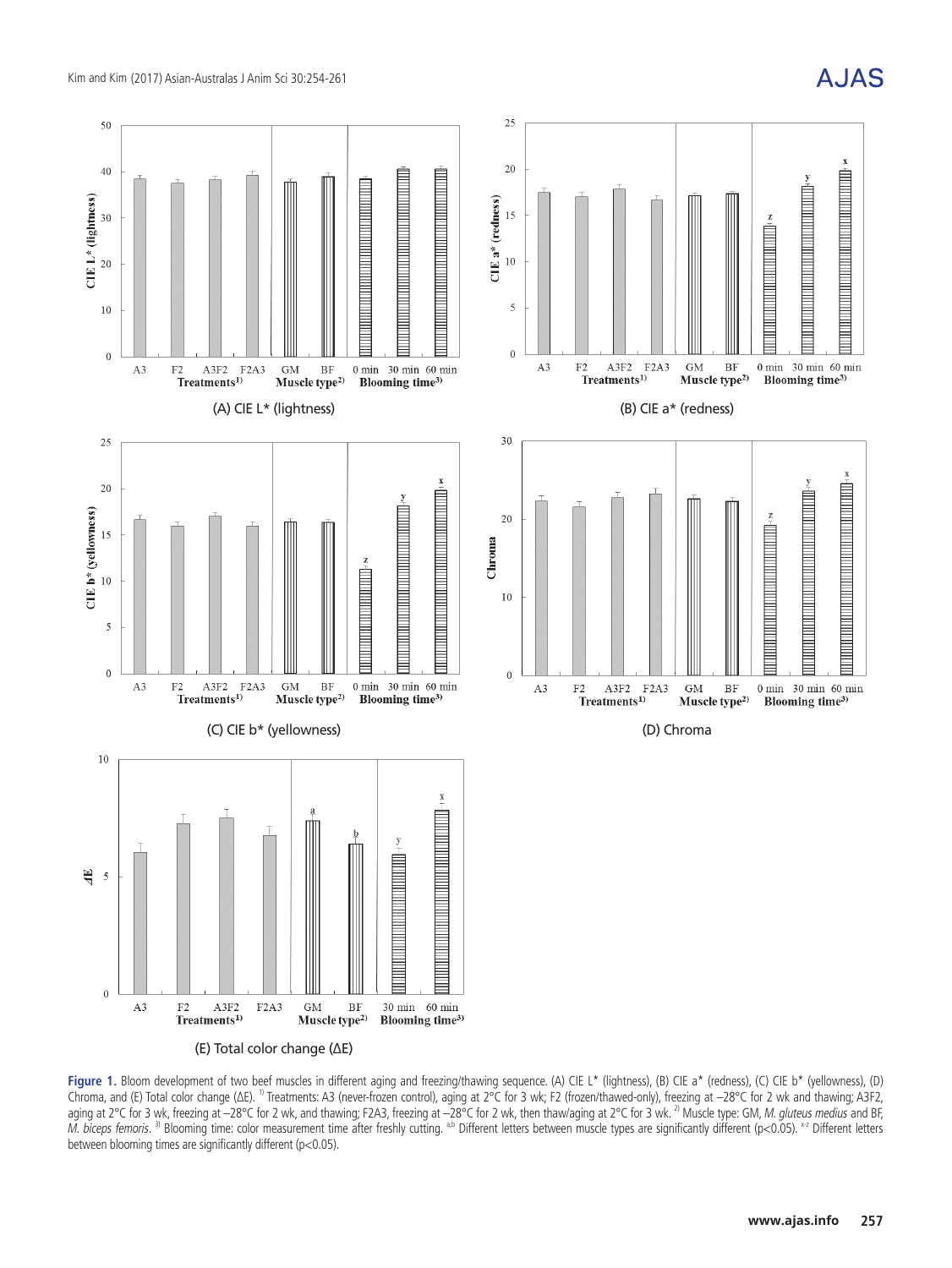(A) CIE L* (lightness)

(B) CIE a* (redness)

(C) CIE b* (yellowness)

(D) Chroma

(E) Total color change (ΔE)

**Figure 1.** Bloom development of two beef muscles in different aging and freezing/thawing sequence. (A) CIE L* (lightness), (B) CIE a* (redness), (C) CIE b* (yellowness), (D) Chroma, and (E) Total color change (ΔE). [1)] Treatments: A3 (never-frozen control), aging at 2°C for 3 wk; F2 (frozen/thawed-only), freezing at –28°C for 2 wk and thawing; A3F2, aging at 2°C for 3 wk, freezing at –28°C for 2 wk, and thawing; F2A3, freezing at –28°C for 2 wk, then thaw/aging at 2°C for 3 wk. [2)] Muscle type: GM, *M. gluteus medius* and BF, *M. biceps femoris*. [3)] Blooming time: color measurement time after freshly cutting. [a,b] Different letters between muscle types are significantly different (p<0.05). [x-z] Different letters between blooming times are significantly different (p<0.05).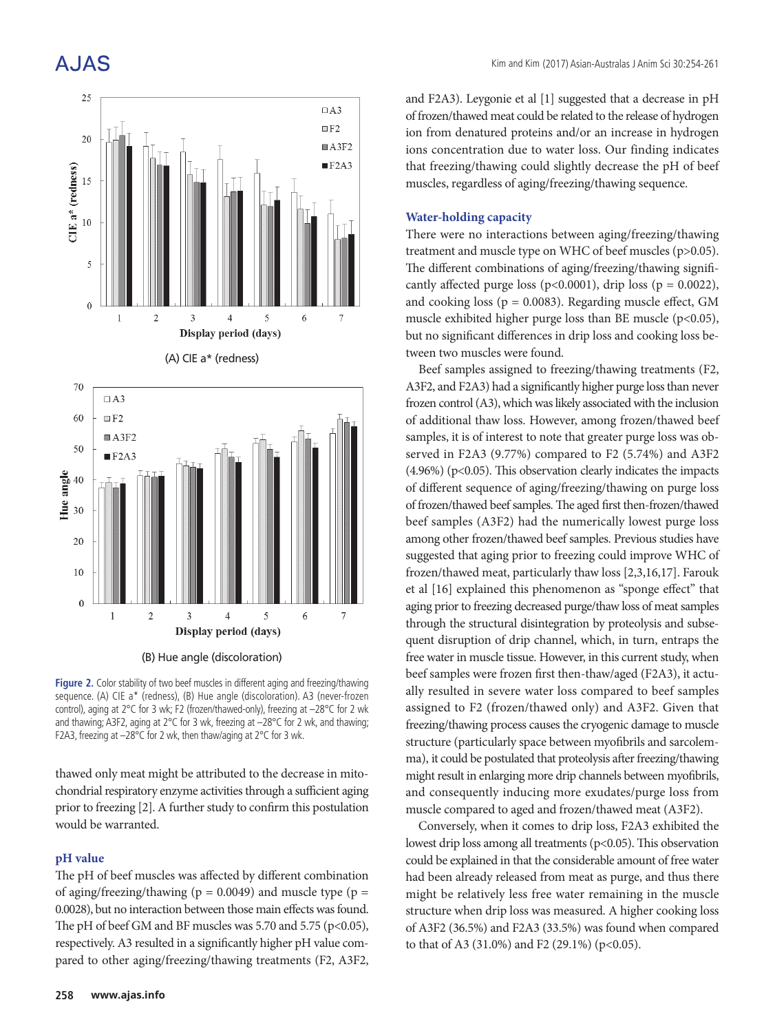(A) CIE a* (redness)

(B) Hue angle (discoloration)

**Figure 2.** Color stability of two beef muscles in different aging and freezing/thawing sequence. (A) CIE a* (redness), (B) Hue angle (discoloration). A3 (never-frozen control), aging at 2°C for 3 wk; F2 (frozen/thawed-only), freezing at –28°C for 2 wk and thawing; A3F2, aging at 2°C for 3 wk, freezing at –28°C for 2 wk, and thawing; F2A3, freezing at –28°C for 2 wk, then thaw/aging at 2°C for 3 wk.

thawed only meat might be attributed to the decrease in mitochondrial respiratory enzyme activities through a sufficient aging prior to freezing [2]. A further study to confirm this postulation would be warranted.

### pH value

The pH of beef muscles was affected by different combination of aging/freezing/thawing ($p = 0.0049$) and muscle type ($p = 0.0028$), but no interaction between those main effects was found. The pH of beef GM and BF muscles was 5.70 and 5.75 ($p<0.05$), respectively. A3 resulted in a significantly higher pH value compared to other aging/freezing/thawing treatments (F2, A3F2, and F2A3). Leygonie et al [1] suggested that a decrease in pH of frozen/thawed meat could be related to the release of hydrogen ion from denatured proteins and/or an increase in hydrogen ions concentration due to water loss. Our finding indicates that freezing/thawing could slightly decrease the pH of beef muscles, regardless of aging/freezing/thawing sequence.

### Water-holding capacity

There were no interactions between aging/freezing/thawing treatment and muscle type on WHC of beef muscles ($p>0.05$). The different combinations of aging/freezing/thawing significantly affected purge loss ($p<0.0001$), drip loss ($p = 0.0022$), and cooking loss ($p = 0.0083$). Regarding muscle effect, GM muscle exhibited higher purge loss than BE muscle ($p<0.05$), but no significant differences in drip loss and cooking loss between two muscles were found.

Beef samples assigned to freezing/thawing treatments (F2, A3F2, and F2A3) had a significantly higher purge loss than never frozen control (A3), which was likely associated with the inclusion of additional thaw loss. However, among frozen/thawed beef samples, it is of interest to note that greater purge loss was observed in F2A3 (9.77%) compared to F2 (5.74%) and A3F2 (4.96%) ($p<0.05$). This observation clearly indicates the impacts of different sequence of aging/freezing/thawing on purge loss of frozen/thawed beef samples. The aged first then-frozen/thawed beef samples (A3F2) had the numerically lowest purge loss among other frozen/thawed beef samples. Previous studies have suggested that aging prior to freezing could improve WHC of frozen/thawed meat, particularly thaw loss [2,3,16,17]. Farouk et al [16] explained this phenomenon as "sponge effect" that aging prior to freezing decreased purge/thaw loss of meat samples through the structural disintegration by proteolysis and subsequent disruption of drip channel, which, in turn, entraps the free water in muscle tissue. However, in this current study, when beef samples were frozen first then-thaw/aged (F2A3), it actually resulted in severe water loss compared to beef samples assigned to F2 (frozen/thawed only) and A3F2. Given that freezing/thawing process causes the cryogenic damage to muscle structure (particularly space between myofibrils and sarcolemma), it could be postulated that proteolysis after freezing/thawing might result in enlarging more drip channels between myofibrils, and consequently inducing more exudates/purge loss from muscle compared to aged and frozen/thawed meat (A3F2).

Conversely, when it comes to drip loss, F2A3 exhibited the lowest drip loss among all treatments ($p<0.05$). This observation could be explained in that the considerable amount of free water had been already released from meat as purge, and thus there might be relatively less free water remaining in the muscle structure when drip loss was measured. A higher cooking loss of A3F2 (36.5%) and F2A3 (33.5%) was found when compared to that of A3 (31.0%) and F2 (29.1%) ($p<0.05$).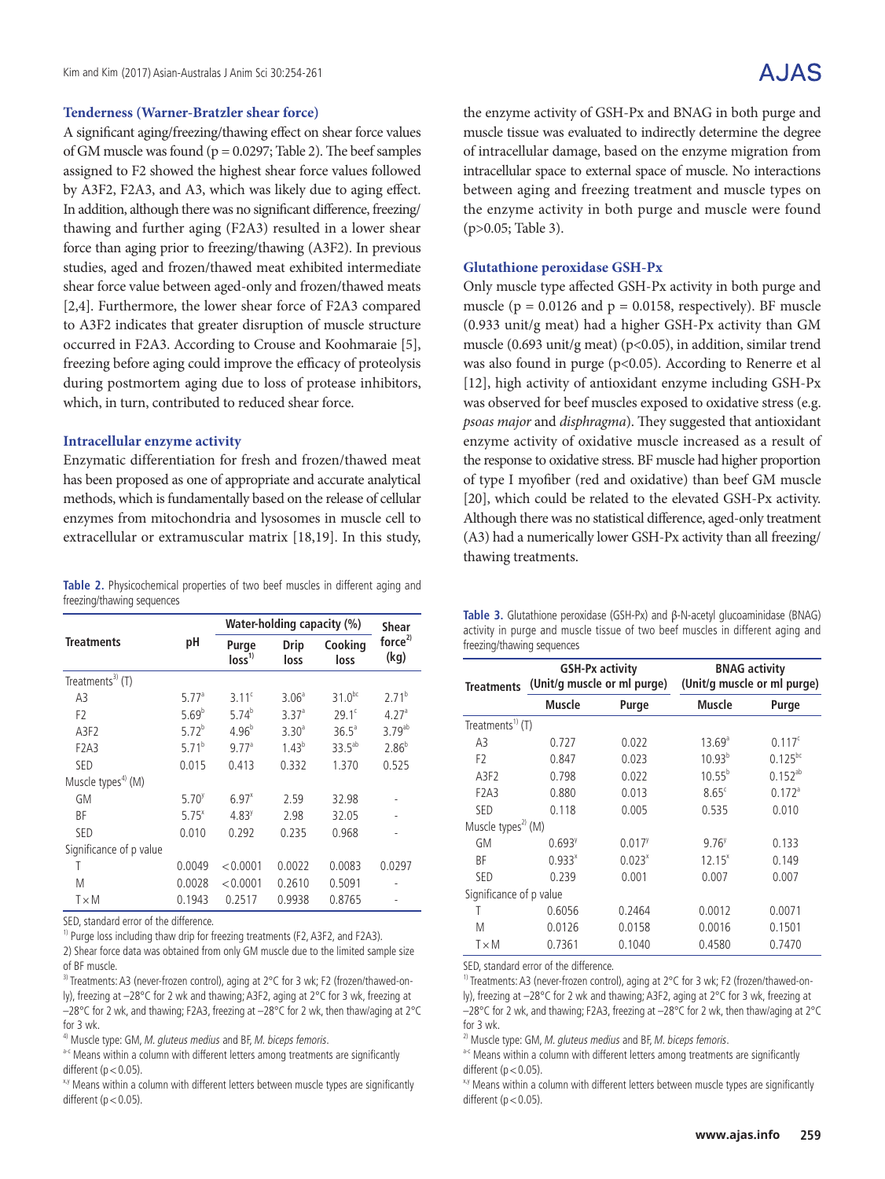### Tenderness (Warner-Bratzler shear force)

A significant aging/freezing/thawing effect on shear force values of GM muscle was found ($p = 0.0297$; Table 2). The beef samples assigned to F2 showed the highest shear force values followed by A3F2, F2A3, and A3, which was likely due to aging effect. In addition, although there was no significant difference, freezing/thawing and further aging (F2A3) resulted in a lower shear force than aging prior to freezing/thawing (A3F2). In previous studies, aged and frozen/thawed meat exhibited intermediate shear force value between aged-only and frozen/thawed meats [2,4]. Furthermore, the lower shear force of F2A3 compared to A3F2 indicates that greater disruption of muscle structure occurred in F2A3. According to Crouse and Koohmaraie [5], freezing before aging could improve the efficacy of proteolysis during postmortem aging due to loss of protease inhibitors, which, in turn, contributed to reduced shear force.

### Intracellular enzyme activity

Enzymatic differentiation for fresh and frozen/thawed meat has been proposed as one of appropriate and accurate analytical methods, which is fundamentally based on the release of cellular enzymes from mitochondria and lysosomes in muscle cell to extracellular or extramuscular matrix [18,19]. In this study, the enzyme activity of GSH-Px and BNAG in both purge and muscle tissue was evaluated to indirectly determine the degree of intracellular damage, based on the enzyme migration from intracellular space to external space of muscle. No interactions between aging and freezing treatment and muscle types on the enzyme activity in both purge and muscle were found ($p>0.05$; Table 3).

**Table 2.** Physicochemical properties of two beef muscles in different aging and freezing/thawing sequences

| Treatments | pH | Water-holding capacity (%) | | | Shear force[2)] (kg) |
|---|---|---|---|---|---|
| | | Purge loss[1)] | Drip loss | Cooking loss | |
| Treatments[3)] (T) | | | | | |
| A3 | 5.77[a] | 3.11[c] | 3.06[a] | 31.0[bc] | 2.71[b] |
| F2 | 5.69[b] | 5.74[b] | 3.37[a] | 29.1[c] | 4.27[a] |
| A3F2 | 5.72[b] | 4.96[b] | 3.30[a] | 36.5[a] | 3.79[ab] |
| F2A3 | 5.71[b] | 9.77[a] | 1.43[b] | 33.5[ab] | 2.86[b] |
| SED | 0.015 | 0.413 | 0.332 | 1.370 | 0.525 |
| Muscle types[4)] (M) | | | | | |
| GM | 5.70[y] | 6.97[x] | 2.59 | 32.98 | - |
| BF | 5.75[x] | 4.83[y] | 2.98 | 32.05 | - |
| SED | 0.010 | 0.292 | 0.235 | 0.968 | - |
| Significance of p value | | | | | |
| T | 0.0049 | < 0.0001 | 0.0022 | 0.0083 | 0.0297 |
| M | 0.0028 | < 0.0001 | 0.2610 | 0.5091 | - |
| T × M | 0.1943 | 0.2517 | 0.9938 | 0.8765 | - |

SED, standard error of the difference.

1) Purge loss including thaw drip for freezing treatments (F2, A3F2, and F2A3).

2) Shear force data was obtained from only GM muscle due to the limited sample size of BF muscle.

3) Treatments: A3 (never-frozen control), aging at 2°C for 3 wk; F2 (frozen/thawed-only), freezing at –28°C for 2 wk and thawing; A3F2, aging at 2°C for 3 wk, freezing at –28°C for 2 wk, and thawing; F2A3, freezing at –28°C for 2 wk, then thaw/aging at 2°C for 3 wk.

4) Muscle type: GM, *M. gluteus medius* and BF, *M. biceps femoris*.

a-c Means within a column with different letters among treatments are significantly different ($p < 0.05$).

x,y Means within a column with different letters between muscle types are significantly different ($p < 0.05$).

### Glutathione peroxidase GSH-Px

Only muscle type affected GSH-Px activity in both purge and muscle ($p = 0.0126$ and $p = 0.0158$, respectively). BF muscle (0.933 unit/g meat) had a higher GSH-Px activity than GM muscle (0.693 unit/g meat) ($p<0.05$), in addition, similar trend was also found in purge ($p<0.05$). According to Renerre et al [12], high activity of antioxidant enzyme including GSH-Px was observed for beef muscles exposed to oxidative stress (e.g. *psoas major* and *disphragma*). They suggested that antioxidant enzyme activity of oxidative muscle increased as a result of the response to oxidative stress. BF muscle had higher proportion of type I myofiber (red and oxidative) than beef GM muscle [20], which could be related to the elevated GSH-Px activity. Although there was no statistical difference, aged-only treatment (A3) had a numerically lower GSH-Px activity than all freezing/thawing treatments.

**Table 3.** Glutathione peroxidase (GSH-Px) and β-N-acetyl glucoaminidase (BNAG) activity in purge and muscle tissue of two beef muscles in different aging and freezing/thawing sequences

| Treatments | GSH-Px activity (Unit/g muscle or ml purge) | | BNAG activity (Unit/g muscle or ml purge) | |
|---|---|---|---|---|
| | Muscle | Purge | Muscle | Purge |
| Treatments[1)] (T) | | | | |
| A3 | 0.727 | 0.022 | 13.69[a] | 0.117[c] |
| F2 | 0.847 | 0.023 | 10.93[b] | 0.125[bc] |
| A3F2 | 0.798 | 0.022 | 10.55[b] | 0.152[ab] |
| F2A3 | 0.880 | 0.013 | 8.65[c] | 0.172[a] |
| SED | 0.118 | 0.005 | 0.535 | 0.010 |
| Muscle types[2)] (M) | | | | |
| GM | 0.693[y] | 0.017[y] | 9.76[y] | 0.133 |
| BF | 0.933[x] | 0.023[x] | 12.15[x] | 0.149 |
| SED | 0.239 | 0.001 | 0.007 | 0.007 |
| Significance of p value | | | | |
| T | 0.6056 | 0.2464 | 0.0012 | 0.0071 |
| M | 0.0126 | 0.0158 | 0.0016 | 0.1501 |
| T × M | 0.7361 | 0.1040 | 0.4580 | 0.7470 |

SED, standard error of the difference.

1) Treatments: A3 (never-frozen control), aging at 2°C for 3 wk; F2 (frozen/thawed-only), freezing at –28°C for 2 wk and thawing; A3F2, aging at 2°C for 3 wk, freezing at –28°C for 2 wk, and thawing; F2A3, freezing at –28°C for 2 wk, then thaw/aging at 2°C for 3 wk.

2) Muscle type: GM, *M. gluteus medius* and BF, *M. biceps femoris*.

a-c Means within a column with different letters among treatments are significantly different ($p < 0.05$).

x,y Means within a column with different letters between muscle types are significantly different ($p < 0.05$).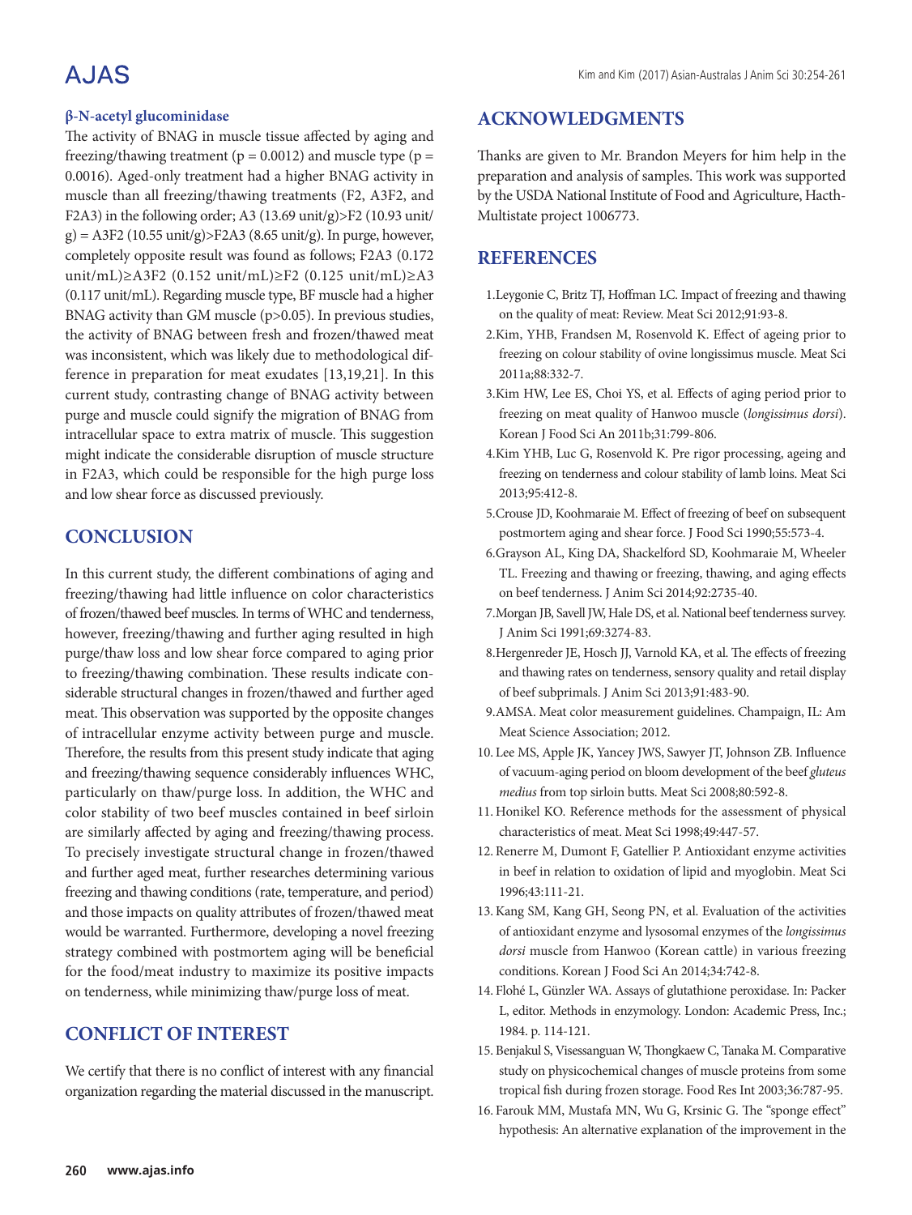### β-N-acetyl glucominidase

The activity of BNAG in muscle tissue affected by aging and freezing/thawing treatment ($p = 0.0012$) and muscle type ($p = 0.0016$). Aged-only treatment had a higher BNAG activity in muscle than all freezing/thawing treatments (F2, A3F2, and F2A3) in the following order; A3 (13.69 unit/g)>F2 (10.93 unit/g) = A3F2 (10.55 unit/g)>F2A3 (8.65 unit/g). In purge, however, completely opposite result was found as follows; F2A3 (0.172 unit/mL)≥A3F2 (0.152 unit/mL)≥F2 (0.125 unit/mL)≥A3 (0.117 unit/mL). Regarding muscle type, BF muscle had a higher BNAG activity than GM muscle ($p>0.05$). In previous studies, the activity of BNAG between fresh and frozen/thawed meat was inconsistent, which was likely due to methodological difference in preparation for meat exudates [13,19,21]. In this current study, contrasting change of BNAG activity between purge and muscle could signify the migration of BNAG from intracellular space to extra matrix of muscle. This suggestion might indicate the considerable disruption of muscle structure in F2A3, which could be responsible for the high purge loss and low shear force as discussed previously.

## CONCLUSION

In this current study, the different combinations of aging and freezing/thawing had little influence on color characteristics of frozen/thawed beef muscles. In terms of WHC and tenderness, however, freezing/thawing and further aging resulted in high purge/thaw loss and low shear force compared to aging prior to freezing/thawing combination. These results indicate considerable structural changes in frozen/thawed and further aged meat. This observation was supported by the opposite changes of intracellular enzyme activity between purge and muscle. Therefore, the results from this present study indicate that aging and freezing/thawing sequence considerably influences WHC, particularly on thaw/purge loss. In addition, the WHC and color stability of two beef muscles contained in beef sirloin are similarly affected by aging and freezing/thawing process. To precisely investigate structural change in frozen/thawed and further aged meat, further researches determining various freezing and thawing conditions (rate, temperature, and period) and those impacts on quality attributes of frozen/thawed meat would be warranted. Furthermore, developing a novel freezing strategy combined with postmortem aging will be beneficial for the food/meat industry to maximize its positive impacts on tenderness, while minimizing thaw/purge loss of meat.

## CONFLICT OF INTEREST

We certify that there is no conflict of interest with any financial organization regarding the material discussed in the manuscript.

## ACKNOWLEDGMENTS

Thanks are given to Mr. Brandon Meyers for him help in the preparation and analysis of samples. This work was supported by the USDA National Institute of Food and Agriculture, Hacth-Multistate project 1006773.

## REFERENCES

1. Leygonie C, Britz TJ, Hoffman LC. Impact of freezing and thawing on the quality of meat: Review. Meat Sci 2012;91:93-8.
2. Kim, YHB, Frandsen M, Rosenvold K. Effect of ageing prior to freezing on colour stability of ovine longissimus muscle. Meat Sci 2011a;88:332-7.
3. Kim HW, Lee ES, Choi YS, et al. Effects of aging period prior to freezing on meat quality of Hanwoo muscle (*longissimus dorsi*). Korean J Food Sci An 2011b;31:799-806.
4. Kim YHB, Luc G, Rosenvold K. Pre rigor processing, ageing and freezing on tenderness and colour stability of lamb loins. Meat Sci 2013;95:412-8.
5. Crouse JD, Koohmaraie M. Effect of freezing of beef on subsequent postmortem aging and shear force. J Food Sci 1990;55:573-4.
6. Grayson AL, King DA, Shackelford SD, Koohmaraie M, Wheeler TL. Freezing and thawing or freezing, thawing, and aging effects on beef tenderness. J Anim Sci 2014;92:2735-40.
7. Morgan JB, Savell JW, Hale DS, et al. National beef tenderness survey. J Anim Sci 1991;69:3274-83.
8. Hergenreder JE, Hosch JJ, Varnold KA, et al. The effects of freezing and thawing rates on tenderness, sensory quality and retail display of beef subprimals. J Anim Sci 2013;91:483-90.
9. AMSA. Meat color measurement guidelines. Champaign, IL: Am Meat Science Association; 2012.
10. Lee MS, Apple JK, Yancey JWS, Sawyer JT, Johnson ZB. Influence of vacuum-aging period on bloom development of the beef *gluteus medius* from top sirloin butts. Meat Sci 2008;80:592-8.
11. Honikel KO. Reference methods for the assessment of physical characteristics of meat. Meat Sci 1998;49:447-57.
12. Renerre M, Dumont F, Gatellier P. Antioxidant enzyme activities in beef in relation to oxidation of lipid and myoglobin. Meat Sci 1996;43:111-21.
13. Kang SM, Kang GH, Seong PN, et al. Evaluation of the activities of antioxidant enzyme and lysosomal enzymes of the *longissimus dorsi* muscle from Hanwoo (Korean cattle) in various freezing conditions. Korean J Food Sci An 2014;34:742-8.
14. Flohé L, Günzler WA. Assays of glutathione peroxidase. In: Packer L, editor. Methods in enzymology. London: Academic Press, Inc.; 1984. p. 114-121.
15. Benjakul S, Visessanguan W, Thongkaew C, Tanaka M. Comparative study on physicochemical changes of muscle proteins from some tropical fish during frozen storage. Food Res Int 2003;36:787-95.
16. Farouk MM, Mustafa MN, Wu G, Krsinic G. The "sponge effect" hypothesis: An alternative explanation of the improvement in the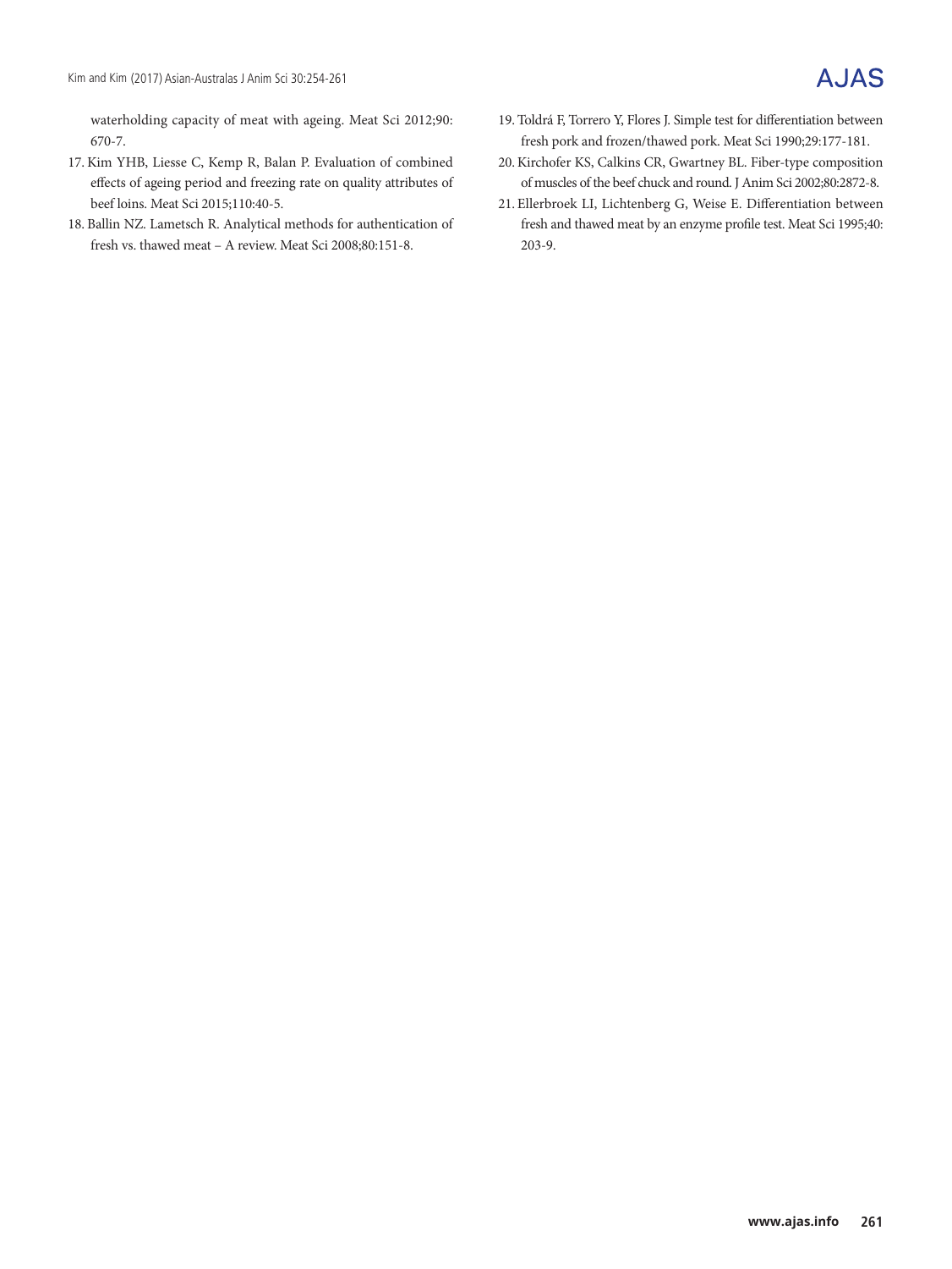waterholding capacity of meat with ageing. Meat Sci 2012;90: 670-7.

17. Kim YHB, Liesse C, Kemp R, Balan P. Evaluation of combined effects of ageing period and freezing rate on quality attributes of beef loins. Meat Sci 2015;110:40-5.
18. Ballin NZ. Lametsch R. Analytical methods for authentication of fresh vs. thawed meat – A review. Meat Sci 2008;80:151-8.
19. Toldrá F, Torrero Y, Flores J. Simple test for differentiation between fresh pork and frozen/thawed pork. Meat Sci 1990;29:177-181.
20. Kirchofer KS, Calkins CR, Gwartney BL. Fiber-type composition of muscles of the beef chuck and round. J Anim Sci 2002;80:2872-8.
21. Ellerbroek LI, Lichtenberg G, Weise E. Differentiation between fresh and thawed meat by an enzyme profile test. Meat Sci 1995;40: 203-9.